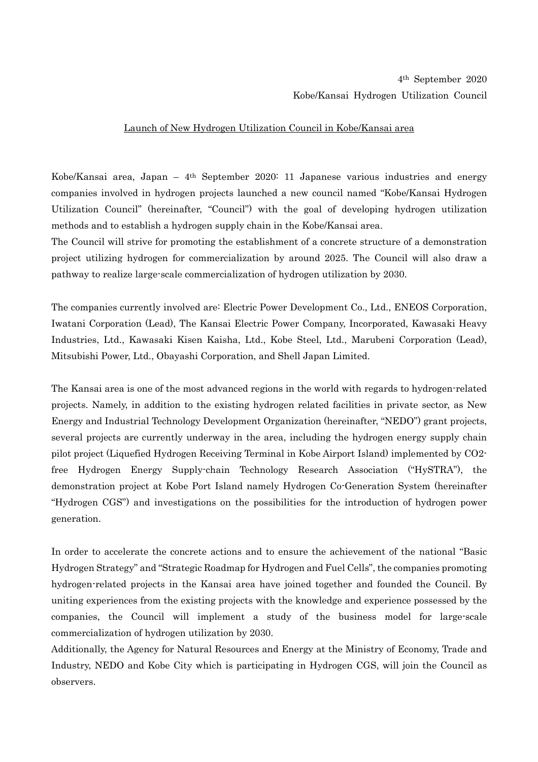4th September 2020

Kobe/Kansai Hydrogen Utilization Council

<u>Launch of New Hydrogen Utilization Council in Kobe/Kansai area</u>

Kobe/Kansai area, Japan – 4th September 2020: 11 Japanese various industries and energy companies involved in hydrogen projects launched a new council named "Kobe/Kansai Hydrogen Utilization Council" (hereinafter, "Council") with the goal of developing hydrogen utilization methods and to establish a hydrogen supply chain in the Kobe/Kansai area.

The Council will strive for promoting the establishment of a concrete structure of a demonstration project utilizing hydrogen for commercialization by around 2025. The Council will also draw a pathway to realize large-scale commercialization of hydrogen utilization by 2030.

The companies currently involved are: Electric Power Development Co., Ltd., ENEOS Corporation, Iwatani Corporation (Lead), The Kansai Electric Power Company, Incorporated, Kawasaki Heavy Industries, Ltd., Kawasaki Kisen Kaisha, Ltd., Kobe Steel, Ltd., Marubeni Corporation (Lead), Mitsubishi Power, Ltd., Obayashi Corporation, and Shell Japan Limited.

The Kansai area is one of the most advanced regions in the world with regards to hydrogen-related projects. Namely, in addition to the existing hydrogen related facilities in private sector, as New Energy and Industrial Technology Development Organization (hereinafter, "NEDO") grant projects, several projects are currently underway in the area, including the hydrogen energy supply chain pilot project (Liquefied Hydrogen Receiving Terminal in Kobe Airport Island) implemented by CO2-free Hydrogen Energy Supply-chain Technology Research Association ("HySTRA"), the demonstration project at Kobe Port Island namely Hydrogen Co-Generation System (hereinafter "Hydrogen CGS") and investigations on the possibilities for the introduction of hydrogen power generation.

In order to accelerate the concrete actions and to ensure the achievement of the national "Basic Hydrogen Strategy" and "Strategic Roadmap for Hydrogen and Fuel Cells", the companies promoting hydrogen-related projects in the Kansai area have joined together and founded the Council. By uniting experiences from the existing projects with the knowledge and experience possessed by the companies, the Council will implement a study of the business model for large-scale commercialization of hydrogen utilization by 2030.

Additionally, the Agency for Natural Resources and Energy at the Ministry of Economy, Trade and Industry, NEDO and Kobe City which is participating in Hydrogen CGS, will join the Council as observers.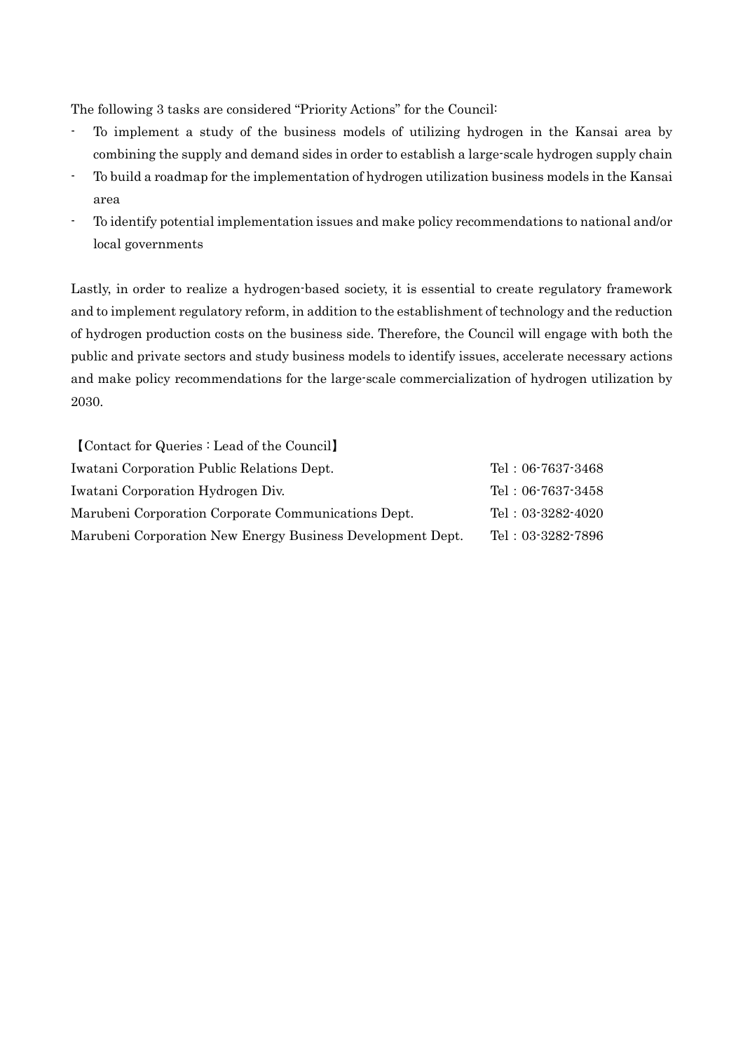The following 3 tasks are considered "Priority Actions" for the Council:

- To implement a study of the business models of utilizing hydrogen in the Kansai area by combining the supply and demand sides in order to establish a large-scale hydrogen supply chain
- To build a roadmap for the implementation of hydrogen utilization business models in the Kansai area
- To identify potential implementation issues and make policy recommendations to national and/or local governments

Lastly, in order to realize a hydrogen-based society, it is essential to create regulatory framework and to implement regulatory reform, in addition to the establishment of technology and the reduction of hydrogen production costs on the business side. Therefore, the Council will engage with both the public and private sectors and study business models to identify issues, accelerate necessary actions and make policy recommendations for the large-scale commercialization of hydrogen utilization by 2030.

【Contact for Queries : Lead of the Council】

| | |
|---|---|
| Iwatani Corporation Public Relations Dept. | Tel : 06-7637-3468 |
| Iwatani Corporation Hydrogen Div. | Tel : 06-7637-3458 |
| Marubeni Corporation Corporate Communications Dept. | Tel : 03-3282-4020 |
| Marubeni Corporation New Energy Business Development Dept. | Tel : 03-3282-7896 |